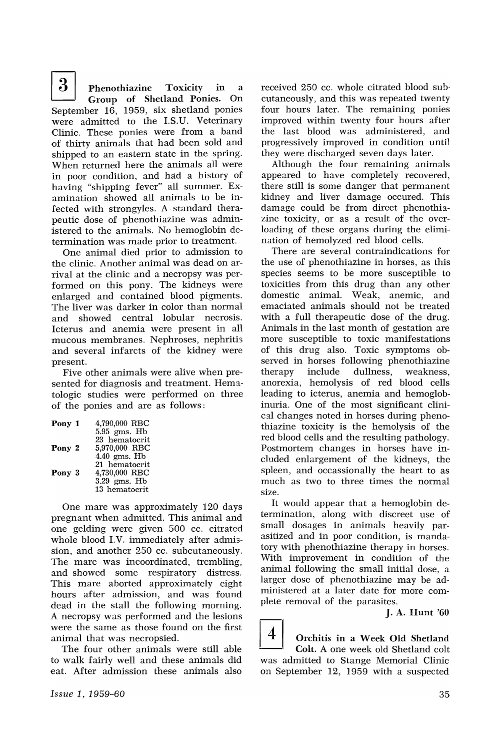**3** **Phenothiazine Toxicity in a Group of Shetland Ponies.** On September 16, 1959, six shetland ponies were admitted to the I.S.U. Veterinary Clinic. These ponies were from a band of thirty animals that had been sold and shipped to an eastern state in the spring. When returned here the animals all were in poor condition, and had a history of having "shipping fever" all summer. Examination showed all animals to be infected with strongyles. A standard therapeutic dose of phenothiazine was administered to the animals. No hemoglobin determination was made prior to treatment.

One animal died prior to admission to the clinic. Another animal was dead on arrival at the clinic and a necropsy was performed on this pony. The kidneys were enlarged and contained blood pigments. The liver was darker in color than normal and showed central lobular necrosis. Icterus and anemia were present in all mucous membranes. Nephroses, nephritis and several infarcts of the kidney were present.

Five other animals were alive when presented for diagnosis and treatment. Hematologic studies were performed on three of the ponies and are as follows:

| | |
|---|---|
| **Pony 1** | 4,790,000 RBC |
| | 5.95 gms. Hb |
| | 23 hematocrit |
| **Pony 2** | 5,970,000 RBC |
| | 4.40 gms. Hb |
| | 21 hematocrit |
| **Pony 3** | 4,730,000 RBC |
| | 3.29 gms. Hb |
| | 13 hematocrit |

One mare was approximately 120 days pregnant when admitted. This animal and one gelding were given 500 cc. citrated whole blood I.V. immediately after admission, and another 250 cc. subcutaneously. The mare was incoordinated, trembling, and showed some respiratory distress. This mare aborted approximately eight hours after admission, and was found dead in the stall the following morning. A necropsy was performed and the lesions were the same as those found on the first animal that was necropsied.

The four other animals were still able to walk fairly well and these animals did eat. After admission these animals also received 250 cc. whole citrated blood subcutaneously, and this was repeated twenty four hours later. The remaining ponies improved within twenty four hours after the last blood was administered, and progressively improved in condition until they were discharged seven days later.

Although the four remaining animals appeared to have completely recovered, there still is some danger that permanent kidney and liver damage occured. This damage could be from direct phenothiazine toxicity, or as a result of the overloading of these organs during the elimination of hemolyzed red blood cells.

There are several contraindications for the use of phenothiazine in horses, as this species seems to be more susceptible to toxicities from this drug than any other domestic animal. Weak, anemic, and emaciated animals should not be treated with a full therapeutic dose of the drug. Animals in the last month of gestation are more susceptible to toxic manifestations of this drug also. Toxic symptoms observed in horses following phenothiazine therapy include dullness, weakness, anorexia, hemolysis of red blood cells leading to icterus, anemia and hemoglobinuria. One of the most significant clinical changes noted in horses during phenothiazine toxicity is the hemolysis of the red blood cells and the resulting pathology. Postmortem changes in horses have included enlargement of the kidneys, the spleen, and occassionally the heart to as much as two to three times the normal size.

It would appear that a hemoglobin determination, along with discreet use of small dosages in animals heavily parasitized and in poor condition, is mandatory with phenothiazine therapy in horses. With improvement in condition of the animal following the small initial dose, a larger dose of phenothiazine may be administered at a later date for more complete removal of the parasites.

**J. A. Hunt '60**

**4** **Orchitis in a Week Old Shetland Colt.** A one week old Shetland colt was admitted to Stange Memorial Clinic on September 12, 1959 with a suspected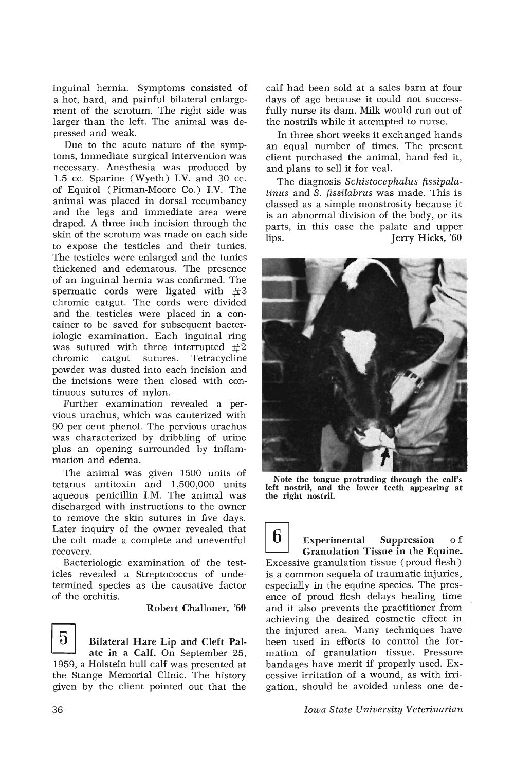inguinal hernia. Symptoms consisted of a hot, hard, and painful bilateral enlargement of the scrotum. The right side was larger than the left. The animal was depressed and weak.

Due to the acute nature of the symptoms, immediate surgical intervention was necessary. Anesthesia was produced by 1.5 cc. Sparine (Wyeth) I.V. and 30 cc. of Equitol (Pitman-Moore Co.) I.V. The animal was placed in dorsal recumbancy and the legs and immediate area were draped. A three inch incision through the skin of the scrotum was made on each side to expose the testicles and their tunics. The testicles were enlarged and the tunics thickened and edematous. The presence of an inguinal hernia was confirmed. The spermatic cords were ligated with #3 chromic catgut. The cords were divided and the testicles were placed in a container to be saved for subsequent bacteriologic examination. Each inguinal ring was sutured with three interrupted #2 chromic catgut sutures. Tetracycline powder was dusted into each incision and the incisions were then closed with continuous sutures of nylon.

Further examination revealed a pervious urachus, which was cauterized with 90 per cent phenol. The pervious urachus was characterized by dribbling of urine plus an opening surrounded by inflammation and edema.

The animal was given 1500 units of tetanus antitoxin and 1,500,000 units aqueous penicillin I.M. The animal was discharged with instructions to the owner to remove the skin sutures in five days. Later inquiry of the owner revealed that the colt made a complete and uneventful recovery.

Bacteriologic examination of the testicles revealed a Streptococcus of undetermined species as the causative factor of the orchitis.

**Robert Challoner, '60**

**5** **Bilateral Hare Lip and Cleft Palate in a Calf.** On September 25, 1959, a Holstein bull calf was presented at the Stange Memorial Clinic. The history given by the client pointed out that the calf had been sold at a sales barn at four days of age because it could not successfully nurse its dam. Milk would run out of the nostrils while it attempted to nurse.

In three short weeks it exchanged hands an equal number of times. The present client purchased the animal, hand fed it, and plans to sell it for veal.

The diagnosis *Schistocephalus fissipalatinus* and *S. fissilabrus* was made. This is classed as a simple monstrosity because it is an abnormal division of the body, or its parts, in this case the palate and upper lips.

**Jerry Hicks, '60**

**Note the tongue protruding through the calf's left nostril, and the lower teeth appearing at the right nostril.**

**6** **Experimental Suppression of Granulation Tissue in the Equine.** Excessive granulation tissue (proud flesh) is a common sequela of traumatic injuries, especially in the equine species. The presence of proud flesh delays healing time and it also prevents the practitioner from achieving the desired cosmetic effect in the injured area. Many techniques have been used in efforts to control the formation of granulation tissue. Pressure bandages have merit if properly used. Excessive irritation of a wound, as with irrigation, should be avoided unless one de-